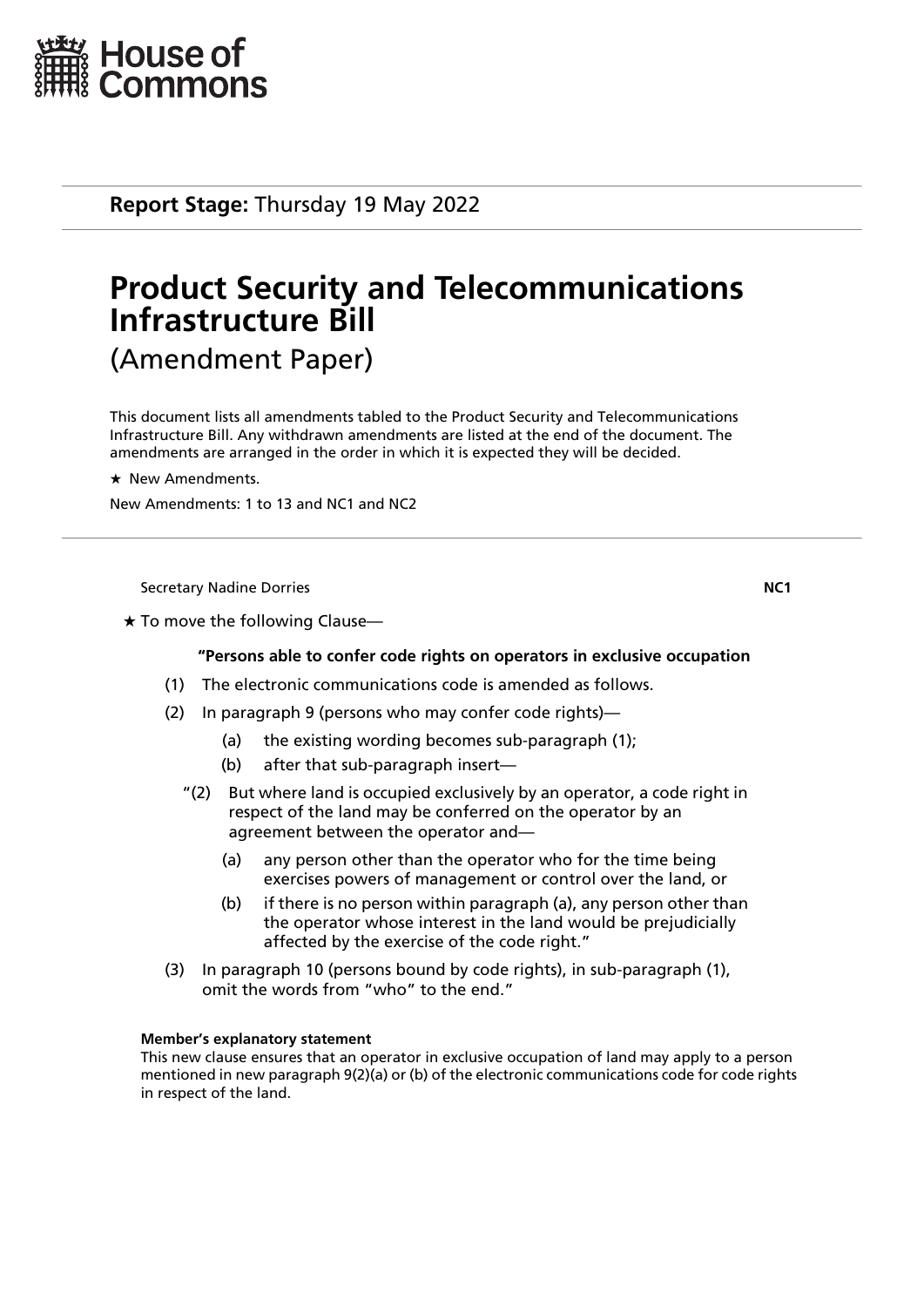House of Commons

**Report Stage:** Thursday 19 May 2022

# Product Security and Telecommunications Infrastructure Bill

(Amendment Paper)

This document lists all amendments tabled to the Product Security and Telecommunications Infrastructure Bill. Any withdrawn amendments are listed at the end of the document. The amendments are arranged in the order in which it is expected they will be decided.

★ New Amendments.

New Amendments: 1 to 13 and NC1 and NC2

---

Secretary Nadine Dorries **NC1**

★ To move the following Clause—

**"Persons able to confer code rights on operators in exclusive occupation**

(1) The electronic communications code is amended as follows.

(2) In paragraph 9 (persons who may confer code rights)—

(a) the existing wording becomes sub-paragraph (1);

(b) after that sub-paragraph insert—

"(2) But where land is occupied exclusively by an operator, a code right in respect of the land may be conferred on the operator by an agreement between the operator and—

(a) any person other than the operator who for the time being exercises powers of management or control over the land, or

(b) if there is no person within paragraph (a), any person other than the operator whose interest in the land would be prejudicially affected by the exercise of the code right."

(3) In paragraph 10 (persons bound by code rights), in sub-paragraph (1), omit the words from "who" to the end."

**Member's explanatory statement**

This new clause ensures that an operator in exclusive occupation of land may apply to a person mentioned in new paragraph 9(2)(a) or (b) of the electronic communications code for code rights in respect of the land.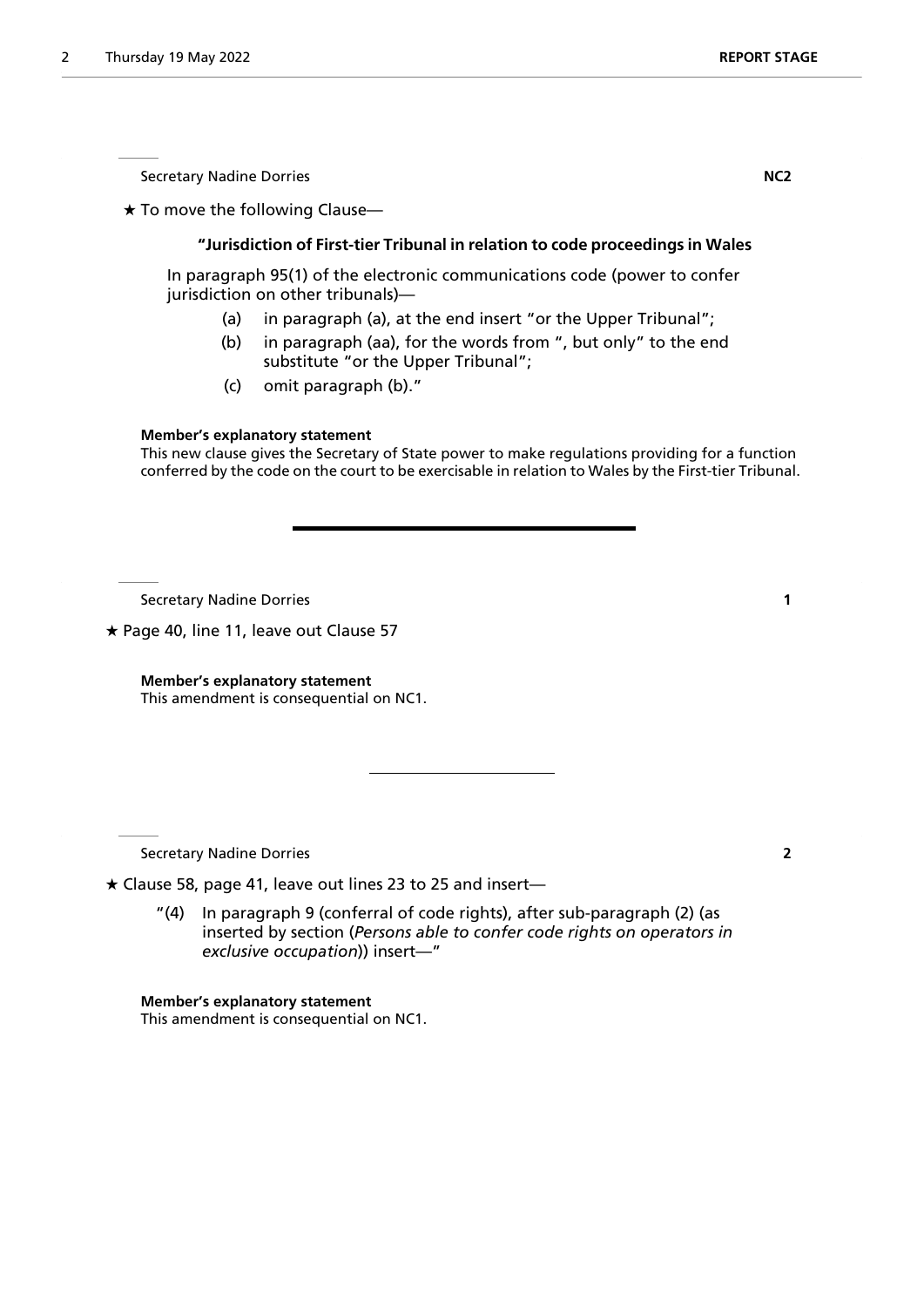Secretary Nadine Dorries **NC2**

★ To move the following Clause—

**"Jurisdiction of First-tier Tribunal in relation to code proceedings in Wales**

In paragraph 95(1) of the electronic communications code (power to confer jurisdiction on other tribunals)—

(a) in paragraph (a), at the end insert "or the Upper Tribunal";

(b) in paragraph (aa), for the words from ", but only" to the end substitute "or the Upper Tribunal";

(c) omit paragraph (b)."

**Member's explanatory statement**

This new clause gives the Secretary of State power to make regulations providing for a function conferred by the code on the court to be exercisable in relation to Wales by the First-tier Tribunal.

---

Secretary Nadine Dorries **1**

★ Page 40, line 11, leave out Clause 57

**Member's explanatory statement**

This amendment is consequential on NC1.

---

Secretary Nadine Dorries **2**

★ Clause 58, page 41, leave out lines 23 to 25 and insert—

"(4) In paragraph 9 (conferral of code rights), after sub-paragraph (2) (as inserted by section (*Persons able to confer code rights on operators in exclusive occupation*)) insert—"

**Member's explanatory statement**

This amendment is consequential on NC1.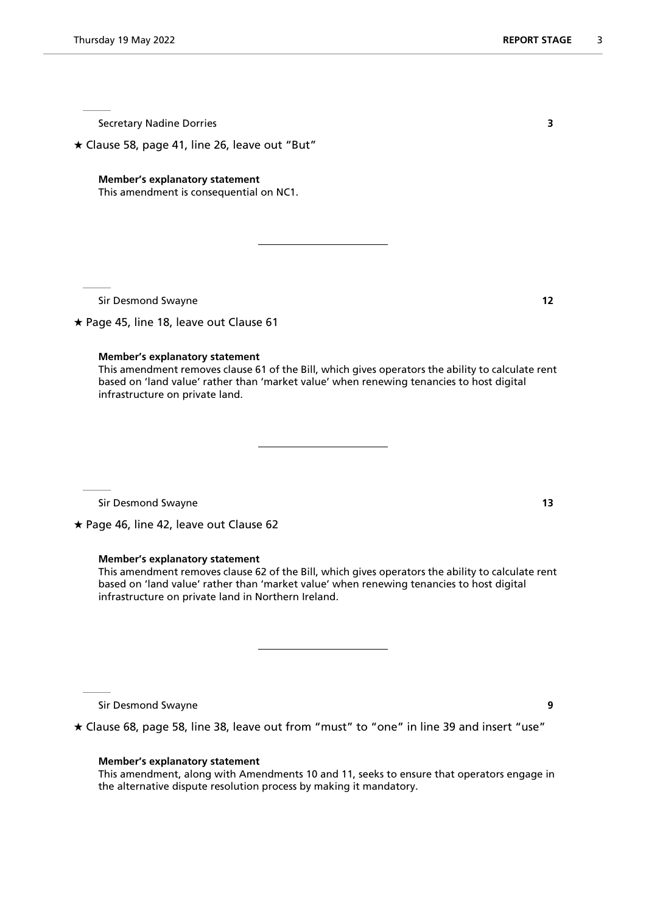Secretary Nadine Dorries **3**

★ Clause 58, page 41, line 26, leave out "But"

**Member's explanatory statement**
This amendment is consequential on NC1.

---

Sir Desmond Swayne **12**

★ Page 45, line 18, leave out Clause 61

**Member's explanatory statement**
This amendment removes clause 61 of the Bill, which gives operators the ability to calculate rent based on 'land value' rather than 'market value' when renewing tenancies to host digital infrastructure on private land.

---

Sir Desmond Swayne **13**

★ Page 46, line 42, leave out Clause 62

**Member's explanatory statement**
This amendment removes clause 62 of the Bill, which gives operators the ability to calculate rent based on 'land value' rather than 'market value' when renewing tenancies to host digital infrastructure on private land in Northern Ireland.

---

Sir Desmond Swayne **9**

★ Clause 68, page 58, line 38, leave out from "must" to "one" in line 39 and insert "use"

**Member's explanatory statement**
This amendment, along with Amendments 10 and 11, seeks to ensure that operators engage in the alternative dispute resolution process by making it mandatory.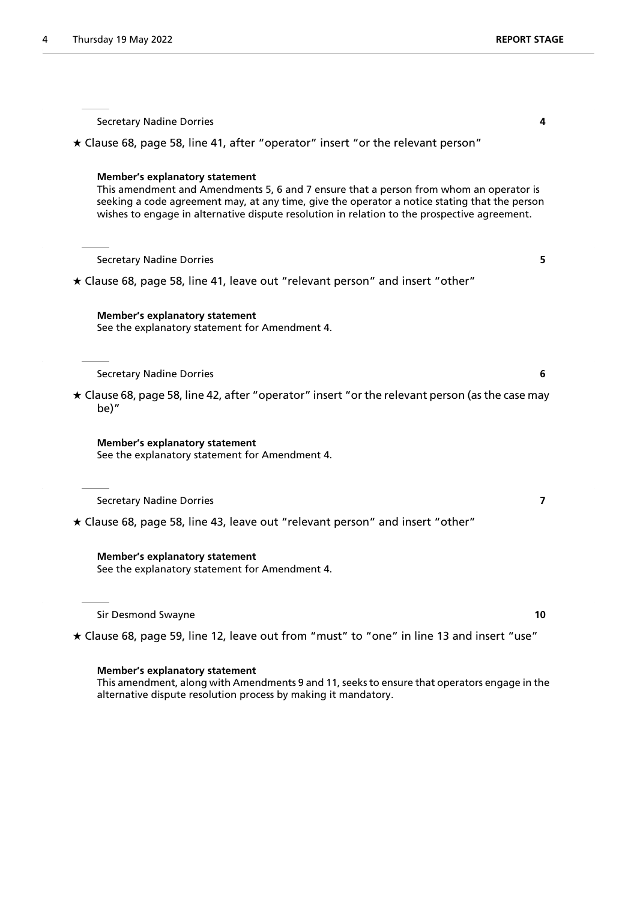Secretary Nadine Dorries **4**

★ Clause 68, page 58, line 41, after "operator" insert "or the relevant person"

**Member's explanatory statement**
This amendment and Amendments 5, 6 and 7 ensure that a person from whom an operator is seeking a code agreement may, at any time, give the operator a notice stating that the person wishes to engage in alternative dispute resolution in relation to the prospective agreement.

---

Secretary Nadine Dorries **5**

★ Clause 68, page 58, line 41, leave out "relevant person" and insert "other"

**Member's explanatory statement**
See the explanatory statement for Amendment 4.

---

Secretary Nadine Dorries **6**

★ Clause 68, page 58, line 42, after "operator" insert "or the relevant person (as the case may be)"

**Member's explanatory statement**
See the explanatory statement for Amendment 4.

---

Secretary Nadine Dorries **7**

★ Clause 68, page 58, line 43, leave out "relevant person" and insert "other"

**Member's explanatory statement**
See the explanatory statement for Amendment 4.

---

Sir Desmond Swayne **10**

★ Clause 68, page 59, line 12, leave out from "must" to "one" in line 13 and insert "use"

**Member's explanatory statement**
This amendment, along with Amendments 9 and 11, seeks to ensure that operators engage in the alternative dispute resolution process by making it mandatory.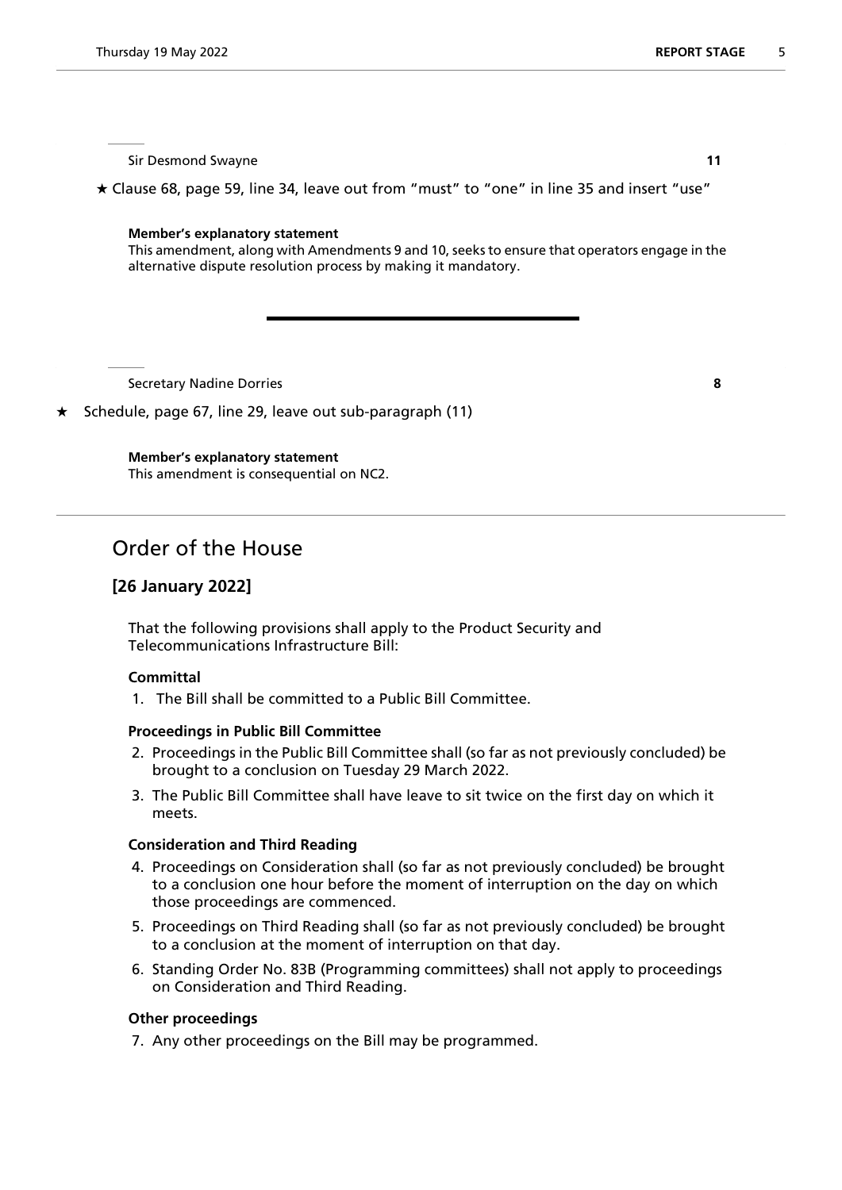Sir Desmond Swayne **11**

★ Clause 68, page 59, line 34, leave out from "must" to "one" in line 35 and insert "use"

**Member's explanatory statement**
This amendment, along with Amendments 9 and 10, seeks to ensure that operators engage in the alternative dispute resolution process by making it mandatory.

---

Secretary Nadine Dorries **8**

★ Schedule, page 67, line 29, leave out sub-paragraph (11)

**Member's explanatory statement**
This amendment is consequential on NC2.

---

## Order of the House

### [26 January 2022]

That the following provisions shall apply to the Product Security and Telecommunications Infrastructure Bill:

**Committal**

1. The Bill shall be committed to a Public Bill Committee.

**Proceedings in Public Bill Committee**

2. Proceedings in the Public Bill Committee shall (so far as not previously concluded) be brought to a conclusion on Tuesday 29 March 2022.
3. The Public Bill Committee shall have leave to sit twice on the first day on which it meets.

**Consideration and Third Reading**

4. Proceedings on Consideration shall (so far as not previously concluded) be brought to a conclusion one hour before the moment of interruption on the day on which those proceedings are commenced.
5. Proceedings on Third Reading shall (so far as not previously concluded) be brought to a conclusion at the moment of interruption on that day.
6. Standing Order No. 83B (Programming committees) shall not apply to proceedings on Consideration and Third Reading.

**Other proceedings**

7. Any other proceedings on the Bill may be programmed.